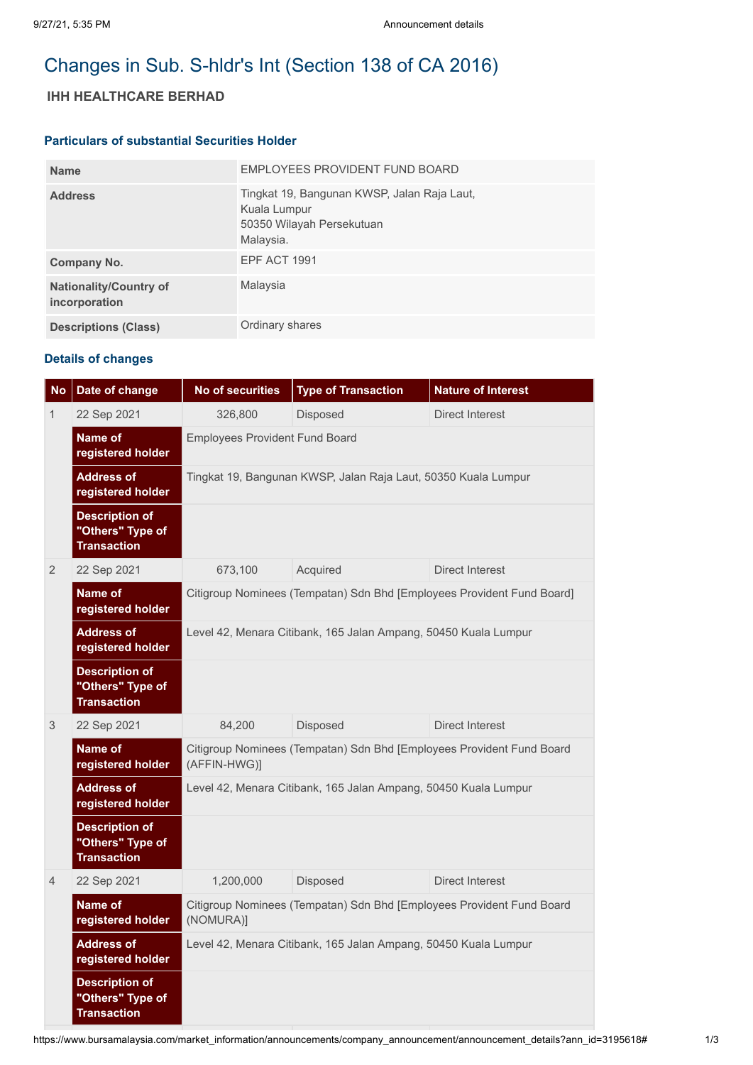# Changes in Sub. S-hldr's Int (Section 138 of CA 2016)

## IHH HEALTHCARE BERHAD

### Particulars of substantial Securities Holder

| | |
|---|---|
| **Name** | EMPLOYEES PROVIDENT FUND BOARD |
| **Address** | Tingkat 19, Bangunan KWSP, Jalan Raja Laut, Kuala Lumpur 50350 Wilayah Persekutuan Malaysia. |
| **Company No.** | EPF ACT 1991 |
| **Nationality/Country of incorporation** | Malaysia |
| **Descriptions (Class)** | Ordinary shares |

### Details of changes

| No | Date of change | No of securities | Type of Transaction | Nature of Interest |
|---|---|---|---|---|
| 1 | 22 Sep 2021 | 326,800 | Disposed | Direct Interest |
| | **Name of registered holder** | Employees Provident Fund Board | | |
| | **Address of registered holder** | Tingkat 19, Bangunan KWSP, Jalan Raja Laut, 50350 Kuala Lumpur | | |
| | **Description of "Others" Type of Transaction** | | | |
| 2 | 22 Sep 2021 | 673,100 | Acquired | Direct Interest |
| | **Name of registered holder** | Citigroup Nominees (Tempatan) Sdn Bhd [Employees Provident Fund Board] | | |
| | **Address of registered holder** | Level 42, Menara Citibank, 165 Jalan Ampang, 50450 Kuala Lumpur | | |
| | **Description of "Others" Type of Transaction** | | | |
| 3 | 22 Sep 2021 | 84,200 | Disposed | Direct Interest |
| | **Name of registered holder** | Citigroup Nominees (Tempatan) Sdn Bhd [Employees Provident Fund Board (AFFIN-HWG)] | | |
| | **Address of registered holder** | Level 42, Menara Citibank, 165 Jalan Ampang, 50450 Kuala Lumpur | | |
| | **Description of "Others" Type of Transaction** | | | |
| 4 | 22 Sep 2021 | 1,200,000 | Disposed | Direct Interest |
| | **Name of registered holder** | Citigroup Nominees (Tempatan) Sdn Bhd [Employees Provident Fund Board (NOMURA)] | | |
| | **Address of registered holder** | Level 42, Menara Citibank, 165 Jalan Ampang, 50450 Kuala Lumpur | | |
| | **Description of "Others" Type of Transaction** | | | |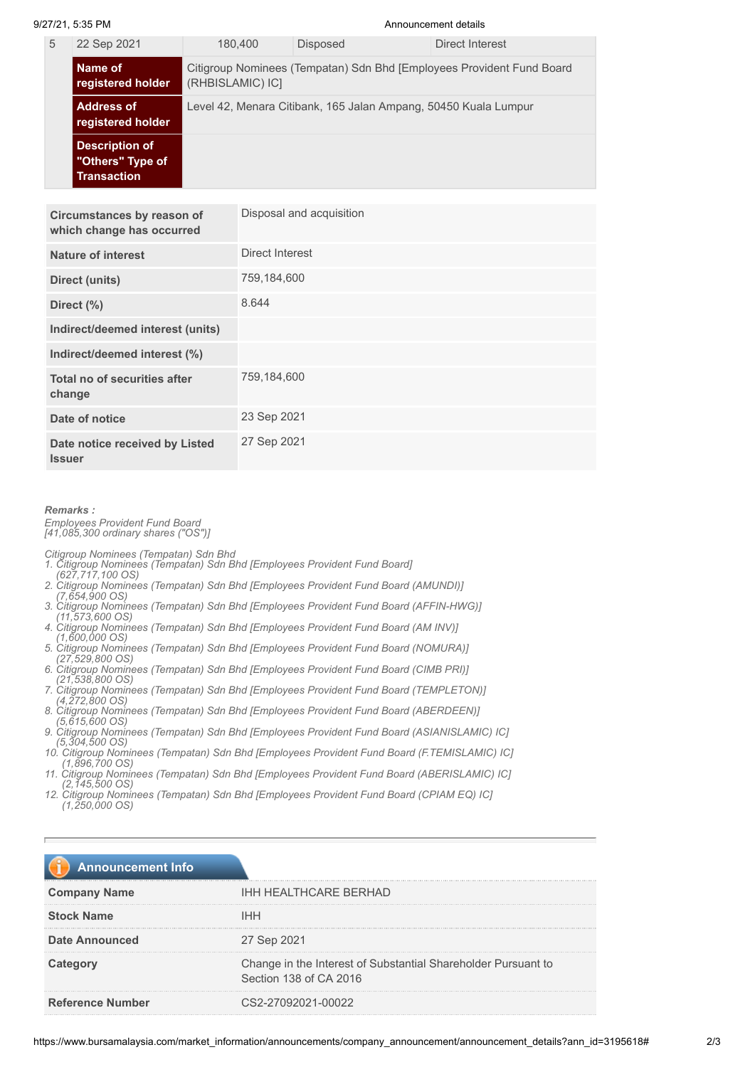| 5 | 22 Sep 2021 | 180,400 | Disposed | Direct Interest |
|---|---|---|---|---|
| | **Name of registered holder** | Citigroup Nominees (Tempatan) Sdn Bhd [Employees Provident Fund Board (RHBISLAMIC) IC] | | |
| | **Address of registered holder** | Level 42, Menara Citibank, 165 Jalan Ampang, 50450 Kuala Lumpur | | |
| | **Description of "Others" Type of Transaction** | | | |

| | |
|---|---|
| **Circumstances by reason of which change has occurred** | Disposal and acquisition |
| **Nature of interest** | Direct Interest |
| **Direct (units)** | 759,184,600 |
| **Direct (%)** | 8.644 |
| **Indirect/deemed interest (units)** | |
| **Indirect/deemed interest (%)** | |
| **Total no of securities after change** | 759,184,600 |
| **Date of notice** | 23 Sep 2021 |
| **Date notice received by Listed Issuer** | 27 Sep 2021 |

***Remarks :***

*Employees Provident Fund Board*
*[41,085,300 ordinary shares ("OS")]*

*Citigroup Nominees (Tempatan) Sdn Bhd*
1. *Citigroup Nominees (Tempatan) Sdn Bhd [Employees Provident Fund Board]* *(627,717,100 OS)*
2. *Citigroup Nominees (Tempatan) Sdn Bhd [Employees Provident Fund Board (AMUNDI)]* *(7,654,900 OS)*
3. *Citigroup Nominees (Tempatan) Sdn Bhd [Employees Provident Fund Board (AFFIN-HWG)]* *(11,573,600 OS)*
4. *Citigroup Nominees (Tempatan) Sdn Bhd [Employees Provident Fund Board (AM INV)]* *(1,600,000 OS)*
5. *Citigroup Nominees (Tempatan) Sdn Bhd [Employees Provident Fund Board (NOMURA)]* *(27,529,800 OS)*
6. *Citigroup Nominees (Tempatan) Sdn Bhd [Employees Provident Fund Board (CIMB PRI)]* *(21,538,800 OS)*
7. *Citigroup Nominees (Tempatan) Sdn Bhd [Employees Provident Fund Board (TEMPLETON)]* *(4,272,800 OS)*
8. *Citigroup Nominees (Tempatan) Sdn Bhd [Employees Provident Fund Board (ABERDEEN)]* *(5,615,600 OS)*
9. *Citigroup Nominees (Tempatan) Sdn Bhd [Employees Provident Fund Board (ASIANISLAMIC) IC]* *(5,304,500 OS)*
10. *Citigroup Nominees (Tempatan) Sdn Bhd [Employees Provident Fund Board (F.TEMISLAMIC) IC]* *(1,896,700 OS)*
11. *Citigroup Nominees (Tempatan) Sdn Bhd [Employees Provident Fund Board (ABERISLAMIC) IC]* *(2,145,500 OS)*
12. *Citigroup Nominees (Tempatan) Sdn Bhd [Employees Provident Fund Board (CPIAM EQ) IC]* *(1,250,000 OS)*

## Announcement Info

| | |
|---|---|
| **Company Name** | IHH HEALTHCARE BERHAD |
| **Stock Name** | IHH |
| **Date Announced** | 27 Sep 2021 |
| **Category** | Change in the Interest of Substantial Shareholder Pursuant to Section 138 of CA 2016 |
| **Reference Number** | CS2-27092021-00022 |